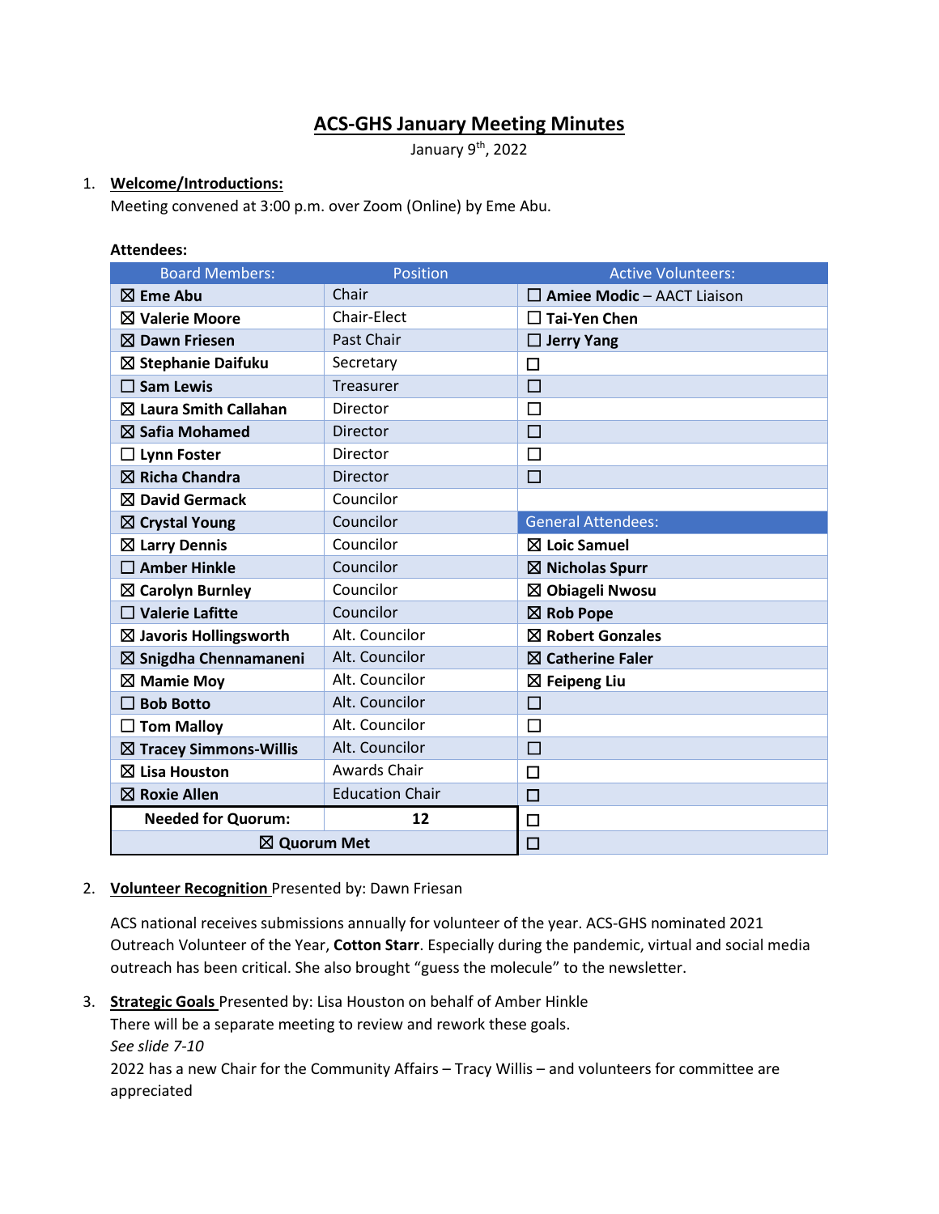# ACS-GHS January Meeting Minutes

January 9th, 2022

1. **Welcome/Introductions:**
   Meeting convened at 3:00 p.m. over Zoom (Online) by Eme Abu.

**Attendees:**

| Board Members: | Position | Active Volunteers: |
|---|---|---|
| ☒ **Eme Abu** | Chair | ☐ **Amiee Modic** – AACT Liaison |
| ☒ **Valerie Moore** | Chair-Elect | ☐ **Tai-Yen Chen** |
| ☒ **Dawn Friesen** | Past Chair | ☐ **Jerry Yang** |
| ☒ **Stephanie Daifuku** | Secretary | ☐ |
| ☐ **Sam Lewis** | Treasurer | ☐ |
| ☒ **Laura Smith Callahan** | Director | ☐ |
| ☒ **Safia Mohamed** | Director | ☐ |
| ☐ **Lynn Foster** | Director | ☐ |
| ☒ **Richa Chandra** | Director | ☐ |
| ☒ **David Germack** | Councilor | |
| ☒ **Crystal Young** | Councilor | General Attendees: |
| ☒ **Larry Dennis** | Councilor | ☒ **Loic Samuel** |
| ☐ **Amber Hinkle** | Councilor | ☒ **Nicholas Spurr** |
| ☒ **Carolyn Burnley** | Councilor | ☒ **Obiageli Nwosu** |
| ☐ **Valerie Lafitte** | Councilor | ☒ **Rob Pope** |
| ☒ **Javoris Hollingsworth** | Alt. Councilor | ☒ **Robert Gonzales** |
| ☒ **Snigdha Chennamaneni** | Alt. Councilor | ☒ **Catherine Faler** |
| ☒ **Mamie Moy** | Alt. Councilor | ☒ **Feipeng Liu** |
| ☐ **Bob Botto** | Alt. Councilor | ☐ |
| ☐ **Tom Malloy** | Alt. Councilor | ☐ |
| ☒ **Tracey Simmons-Willis** | Alt. Councilor | ☐ |
| ☒ **Lisa Houston** | Awards Chair | ☐ |
| ☒ **Roxie Allen** | Education Chair | ☐ |
| **Needed for Quorum:** | **12** | ☐ |
| ☒ **Quorum Met** | | ☐ |

2. **Volunteer Recognition** Presented by: Dawn Friesan

   ACS national receives submissions annually for volunteer of the year. ACS-GHS nominated 2021 Outreach Volunteer of the Year, **Cotton Starr**. Especially during the pandemic, virtual and social media outreach has been critical. She also brought "guess the molecule" to the newsletter.

3. **Strategic Goals** Presented by: Lisa Houston on behalf of Amber Hinkle
   There will be a separate meeting to review and rework these goals.
   *See slide 7-10*
   2022 has a new Chair for the Community Affairs – Tracy Willis – and volunteers for committee are appreciated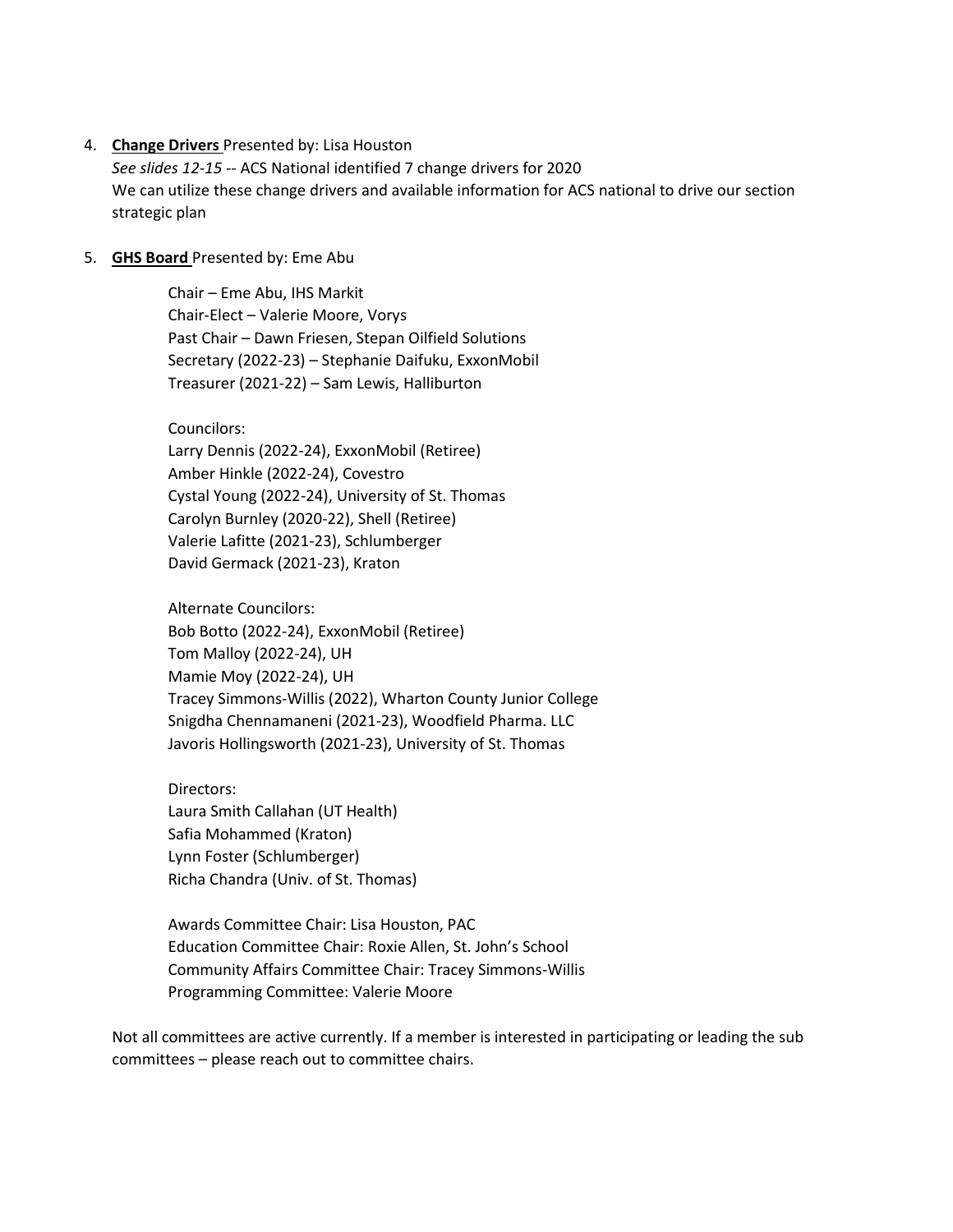4. **Change Drivers** Presented by: Lisa Houston
   *See slides 12-15* -- ACS National identified 7 change drivers for 2020
   We can utilize these change drivers and available information for ACS national to drive our section strategic plan

5. **GHS Board** Presented by: Eme Abu

   Chair – Eme Abu, IHS Markit
   Chair-Elect – Valerie Moore, Vorys
   Past Chair – Dawn Friesen, Stepan Oilfield Solutions
   Secretary (2022-23) – Stephanie Daifuku, ExxonMobil
   Treasurer (2021-22) – Sam Lewis, Halliburton

   Councilors:
   Larry Dennis (2022-24), ExxonMobil (Retiree)
   Amber Hinkle (2022-24), Covestro
   Cystal Young (2022-24), University of St. Thomas
   Carolyn Burnley (2020-22), Shell (Retiree)
   Valerie Lafitte (2021-23), Schlumberger
   David Germack (2021-23), Kraton

   Alternate Councilors:
   Bob Botto (2022-24), ExxonMobil (Retiree)
   Tom Malloy (2022-24), UH
   Mamie Moy (2022-24), UH
   Tracey Simmons-Willis (2022), Wharton County Junior College
   Snigdha Chennamaneni (2021-23), Woodfield Pharma. LLC
   Javoris Hollingsworth (2021-23), University of St. Thomas

   Directors:
   Laura Smith Callahan (UT Health)
   Safia Mohammed (Kraton)
   Lynn Foster (Schlumberger)
   Richa Chandra (Univ. of St. Thomas)

   Awards Committee Chair: Lisa Houston, PAC
   Education Committee Chair: Roxie Allen, St. John's School
   Community Affairs Committee Chair: Tracey Simmons-Willis
   Programming Committee: Valerie Moore

   Not all committees are active currently. If a member is interested in participating or leading the sub committees – please reach out to committee chairs.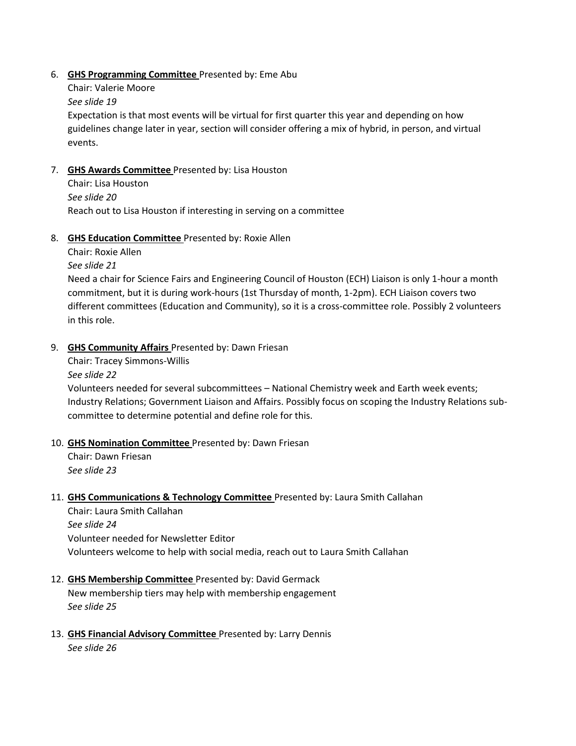6. **GHS Programming Committee** Presented by: Eme Abu
   Chair: Valerie Moore
   *See slide 19*
   Expectation is that most events will be virtual for first quarter this year and depending on how guidelines change later in year, section will consider offering a mix of hybrid, in person, and virtual events.

7. **GHS Awards Committee** Presented by: Lisa Houston
   Chair: Lisa Houston
   *See slide 20*
   Reach out to Lisa Houston if interesting in serving on a committee

8. **GHS Education Committee** Presented by: Roxie Allen
   Chair: Roxie Allen
   *See slide 21*
   Need a chair for Science Fairs and Engineering Council of Houston (ECH) Liaison is only 1-hour a month commitment, but it is during work-hours (1st Thursday of month, 1-2pm). ECH Liaison covers two different committees (Education and Community), so it is a cross-committee role. Possibly 2 volunteers in this role.

9. **GHS Community Affairs** Presented by: Dawn Friesan
   Chair: Tracey Simmons-Willis
   *See slide 22*
   Volunteers needed for several subcommittees – National Chemistry week and Earth week events; Industry Relations; Government Liaison and Affairs. Possibly focus on scoping the Industry Relations sub-committee to determine potential and define role for this.

10. **GHS Nomination Committee** Presented by: Dawn Friesan
    Chair: Dawn Friesan
    *See slide 23*

11. **GHS Communications & Technology Committee** Presented by: Laura Smith Callahan
    Chair: Laura Smith Callahan
    *See slide 24*
    Volunteer needed for Newsletter Editor
    Volunteers welcome to help with social media, reach out to Laura Smith Callahan

12. **GHS Membership Committee** Presented by: David Germack
    New membership tiers may help with membership engagement
    *See slide 25*

13. **GHS Financial Advisory Committee** Presented by: Larry Dennis
    *See slide 26*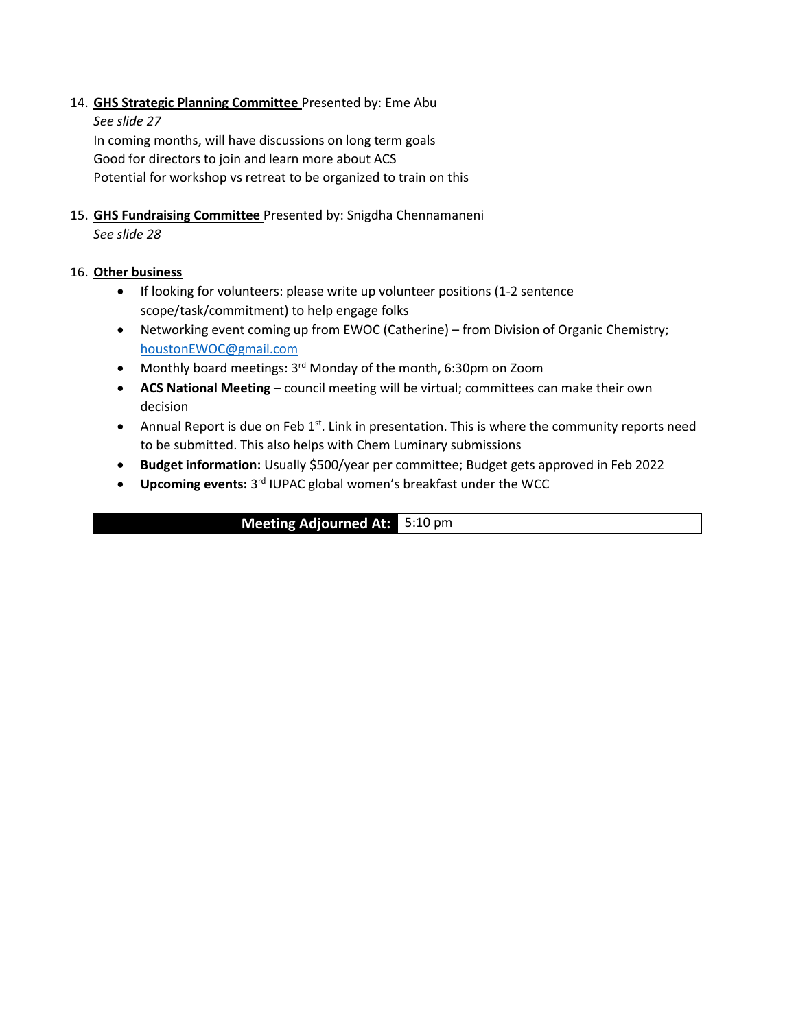14. **<u>GHS Strategic Planning Committee</u>** Presented by: Eme Abu
    *See slide 27*
    In coming months, will have discussions on long term goals
    Good for directors to join and learn more about ACS
    Potential for workshop vs retreat to be organized to train on this

15. **<u>GHS Fundraising Committee</u>** Presented by: Snigdha Chennamaneni
    *See slide 28*

16. **<u>Other business</u>**
    - If looking for volunteers: please write up volunteer positions (1-2 sentence scope/task/commitment) to help engage folks
    - Networking event coming up from EWOC (Catherine) – from Division of Organic Chemistry; houstonEWOC@gmail.com
    - Monthly board meetings: 3rd Monday of the month, 6:30pm on Zoom
    - **ACS National Meeting** – council meeting will be virtual; committees can make their own decision
    - Annual Report is due on Feb 1st. Link in presentation. This is where the community reports need to be submitted. This also helps with Chem Luminary submissions
    - **Budget information:** Usually $500/year per committee; Budget gets approved in Feb 2022
    - **Upcoming events:** 3rd IUPAC global women's breakfast under the WCC

| **Meeting Adjourned At:** | 5:10 pm |
|---|---|